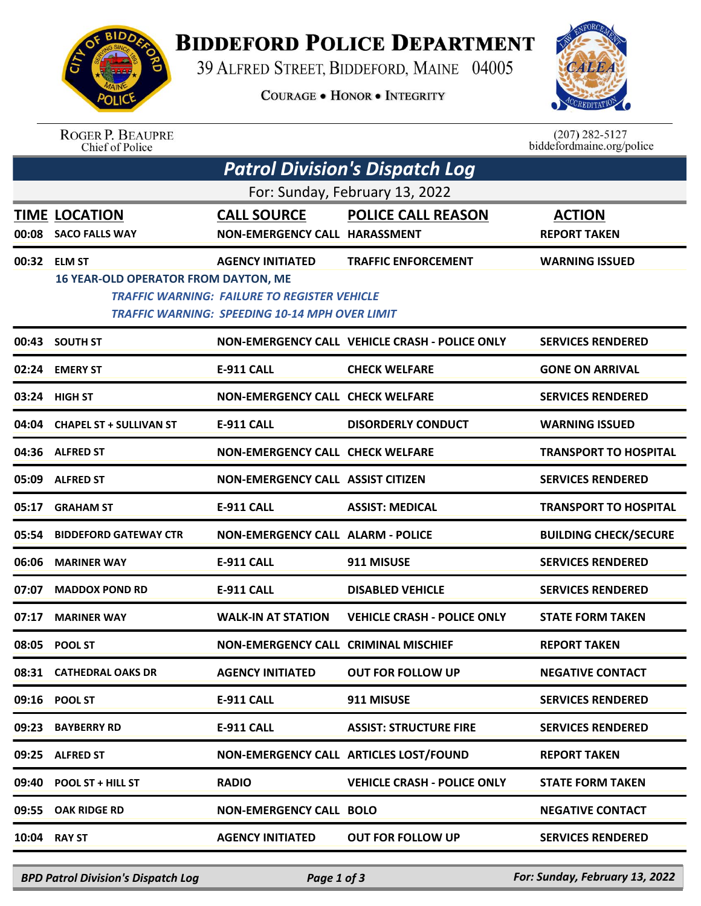# BIDDEFORD POLICE DEPARTMENT

39 ALFRED STREET, BIDDEFORD, MAINE 04005

COURAGE • HONOR • INTEGRITY

ROGER P. BEAUPRE
Chief of Police

(207) 282-5127
biddefordmaine.org/police

## *Patrol Division's Dispatch Log*

For: Sunday, February 13, 2022

| TIME | LOCATION | CALL SOURCE | POLICE CALL REASON | ACTION |
|---|---|---|---|---|
| 00:08 | SACO FALLS WAY | NON-EMERGENCY CALL | HARASSMENT | REPORT TAKEN |
| 00:32 | ELM ST | AGENCY INITIATED | TRAFFIC ENFORCEMENT | WARNING ISSUED |
| | 16 YEAR-OLD OPERATOR FROM DAYTON, ME<br>*TRAFFIC WARNING: FAILURE TO REGISTER VEHICLE*<br>*TRAFFIC WARNING: SPEEDING 10-14 MPH OVER LIMIT* | | | |
| 00:43 | SOUTH ST | NON-EMERGENCY CALL | VEHICLE CRASH - POLICE ONLY | SERVICES RENDERED |
| 02:24 | EMERY ST | E-911 CALL | CHECK WELFARE | GONE ON ARRIVAL |
| 03:24 | HIGH ST | NON-EMERGENCY CALL | CHECK WELFARE | SERVICES RENDERED |
| 04:04 | CHAPEL ST + SULLIVAN ST | E-911 CALL | DISORDERLY CONDUCT | WARNING ISSUED |
| 04:36 | ALFRED ST | NON-EMERGENCY CALL | CHECK WELFARE | TRANSPORT TO HOSPITAL |
| 05:09 | ALFRED ST | NON-EMERGENCY CALL | ASSIST CITIZEN | SERVICES RENDERED |
| 05:17 | GRAHAM ST | E-911 CALL | ASSIST: MEDICAL | TRANSPORT TO HOSPITAL |
| 05:54 | BIDDEFORD GATEWAY CTR | NON-EMERGENCY CALL | ALARM - POLICE | BUILDING CHECK/SECURE |
| 06:06 | MARINER WAY | E-911 CALL | 911 MISUSE | SERVICES RENDERED |
| 07:07 | MADDOX POND RD | E-911 CALL | DISABLED VEHICLE | SERVICES RENDERED |
| 07:17 | MARINER WAY | WALK-IN AT STATION | VEHICLE CRASH - POLICE ONLY | STATE FORM TAKEN |
| 08:05 | POOL ST | NON-EMERGENCY CALL | CRIMINAL MISCHIEF | REPORT TAKEN |
| 08:31 | CATHEDRAL OAKS DR | AGENCY INITIATED | OUT FOR FOLLOW UP | NEGATIVE CONTACT |
| 09:16 | POOL ST | E-911 CALL | 911 MISUSE | SERVICES RENDERED |
| 09:23 | BAYBERRY RD | E-911 CALL | ASSIST: STRUCTURE FIRE | SERVICES RENDERED |
| 09:25 | ALFRED ST | NON-EMERGENCY CALL | ARTICLES LOST/FOUND | REPORT TAKEN |
| 09:40 | POOL ST + HILL ST | RADIO | VEHICLE CRASH - POLICE ONLY | STATE FORM TAKEN |
| 09:55 | OAK RIDGE RD | NON-EMERGENCY CALL | BOLO | NEGATIVE CONTACT |
| 10:04 | RAY ST | AGENCY INITIATED | OUT FOR FOLLOW UP | SERVICES RENDERED |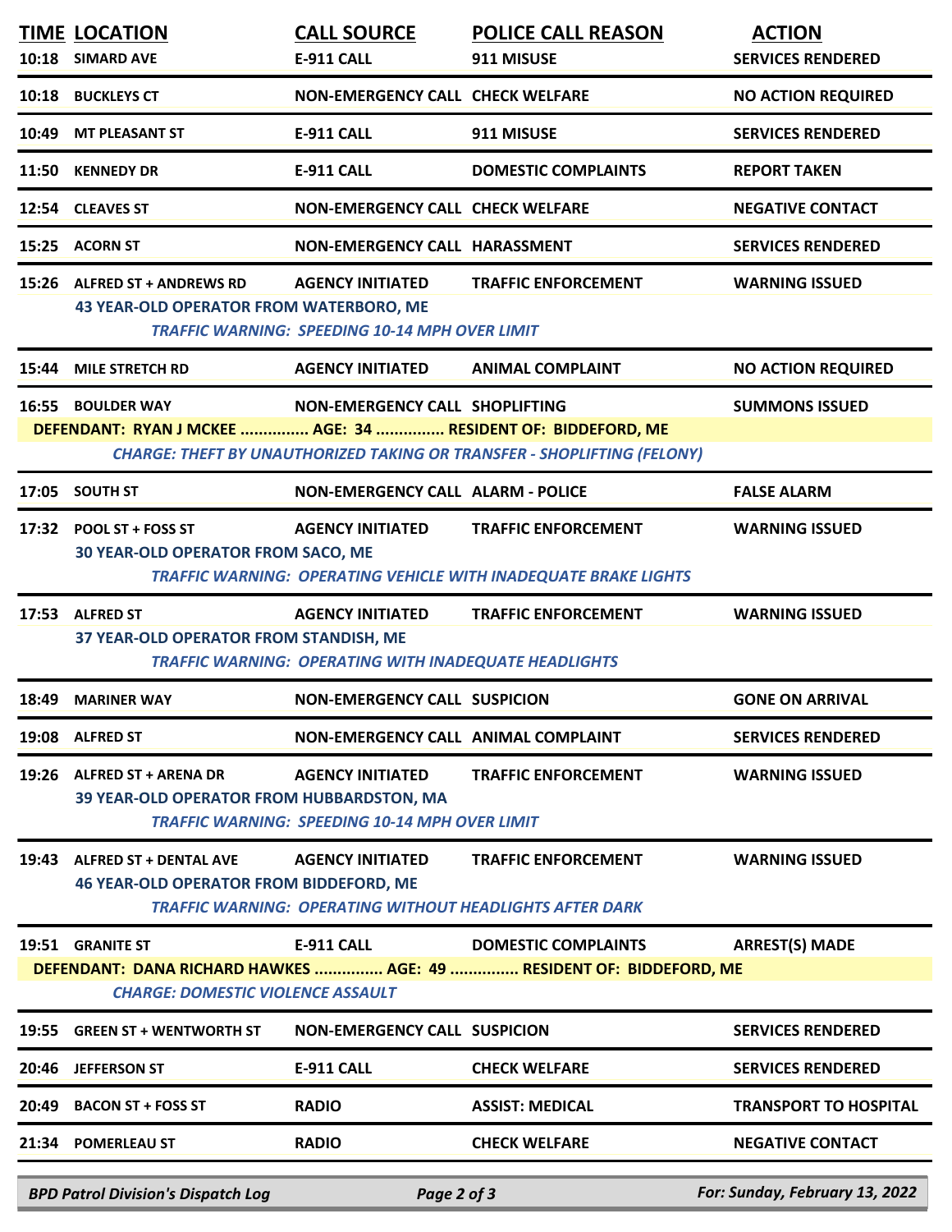| TIME | LOCATION | CALL SOURCE | POLICE CALL REASON | ACTION |
|---|---|---|---|---|
| 10:18 | SIMARD AVE | E-911 CALL | 911 MISUSE | SERVICES RENDERED |
| 10:18 | BUCKLEYS CT | NON-EMERGENCY CALL | CHECK WELFARE | NO ACTION REQUIRED |
| 10:49 | MT PLEASANT ST | E-911 CALL | 911 MISUSE | SERVICES RENDERED |
| 11:50 | KENNEDY DR | E-911 CALL | DOMESTIC COMPLAINTS | REPORT TAKEN |
| 12:54 | CLEAVES ST | NON-EMERGENCY CALL | CHECK WELFARE | NEGATIVE CONTACT |
| 15:25 | ACORN ST | NON-EMERGENCY CALL | HARASSMENT | SERVICES RENDERED |
| 15:26 | ALFRED ST + ANDREWS RD | AGENCY INITIATED | TRAFFIC ENFORCEMENT | WARNING ISSUED |
| | 43 YEAR-OLD OPERATOR FROM WATERBORO, ME<br>*TRAFFIC WARNING: SPEEDING 10-14 MPH OVER LIMIT* | | | |
| 15:44 | MILE STRETCH RD | AGENCY INITIATED | ANIMAL COMPLAINT | NO ACTION REQUIRED |
| 16:55 | BOULDER WAY | NON-EMERGENCY CALL | SHOPLIFTING | SUMMONS ISSUED |
| | DEFENDANT: RYAN J MCKEE ............... AGE: 34 ............... RESIDENT OF: BIDDEFORD, ME<br>*CHARGE: THEFT BY UNAUTHORIZED TAKING OR TRANSFER - SHOPLIFTING (FELONY)* | | | |
| 17:05 | SOUTH ST | NON-EMERGENCY CALL | ALARM - POLICE | FALSE ALARM |
| 17:32 | POOL ST + FOSS ST | AGENCY INITIATED | TRAFFIC ENFORCEMENT | WARNING ISSUED |
| | 30 YEAR-OLD OPERATOR FROM SACO, ME<br>*TRAFFIC WARNING: OPERATING VEHICLE WITH INADEQUATE BRAKE LIGHTS* | | | |
| 17:53 | ALFRED ST | AGENCY INITIATED | TRAFFIC ENFORCEMENT | WARNING ISSUED |
| | 37 YEAR-OLD OPERATOR FROM STANDISH, ME<br>*TRAFFIC WARNING: OPERATING WITH INADEQUATE HEADLIGHTS* | | | |
| 18:49 | MARINER WAY | NON-EMERGENCY CALL | SUSPICION | GONE ON ARRIVAL |
| 19:08 | ALFRED ST | NON-EMERGENCY CALL | ANIMAL COMPLAINT | SERVICES RENDERED |
| 19:26 | ALFRED ST + ARENA DR | AGENCY INITIATED | TRAFFIC ENFORCEMENT | WARNING ISSUED |
| | 39 YEAR-OLD OPERATOR FROM HUBBARDSTON, MA<br>*TRAFFIC WARNING: SPEEDING 10-14 MPH OVER LIMIT* | | | |
| 19:43 | ALFRED ST + DENTAL AVE | AGENCY INITIATED | TRAFFIC ENFORCEMENT | WARNING ISSUED |
| | 46 YEAR-OLD OPERATOR FROM BIDDEFORD, ME<br>*TRAFFIC WARNING: OPERATING WITHOUT HEADLIGHTS AFTER DARK* | | | |
| 19:51 | GRANITE ST | E-911 CALL | DOMESTIC COMPLAINTS | ARREST(S) MADE |
| | DEFENDANT: DANA RICHARD HAWKES ............... AGE: 49 ............... RESIDENT OF: BIDDEFORD, ME<br>*CHARGE: DOMESTIC VIOLENCE ASSAULT* | | | |
| 19:55 | GREEN ST + WENTWORTH ST | NON-EMERGENCY CALL | SUSPICION | SERVICES RENDERED |
| 20:46 | JEFFERSON ST | E-911 CALL | CHECK WELFARE | SERVICES RENDERED |
| 20:49 | BACON ST + FOSS ST | RADIO | ASSIST: MEDICAL | TRANSPORT TO HOSPITAL |
| 21:34 | POMERLEAU ST | RADIO | CHECK WELFARE | NEGATIVE CONTACT |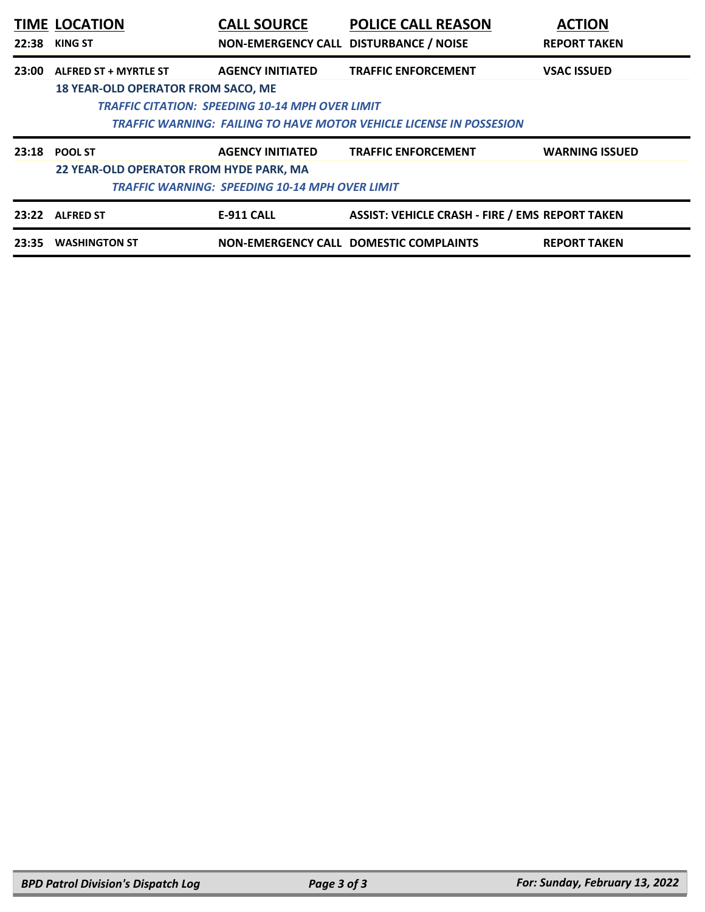| TIME | LOCATION | CALL SOURCE | POLICE CALL REASON | ACTION |
|---|---|---|---|---|
| 22:38 | KING ST | NON-EMERGENCY CALL | DISTURBANCE / NOISE | REPORT TAKEN |
| 23:00 | ALFRED ST + MYRTLE ST | AGENCY INITIATED | TRAFFIC ENFORCEMENT | VSAC ISSUED |
| | 18 YEAR-OLD OPERATOR FROM SACO, ME | | | |
| | *TRAFFIC CITATION: SPEEDING 10-14 MPH OVER LIMIT* | | | |
| | *TRAFFIC WARNING: FAILING TO HAVE MOTOR VEHICLE LICENSE IN POSSESION* | | | |
| 23:18 | POOL ST | AGENCY INITIATED | TRAFFIC ENFORCEMENT | WARNING ISSUED |
| | 22 YEAR-OLD OPERATOR FROM HYDE PARK, MA | | | |
| | *TRAFFIC WARNING: SPEEDING 10-14 MPH OVER LIMIT* | | | |
| 23:22 | ALFRED ST | E-911 CALL | ASSIST: VEHICLE CRASH - FIRE / EMS | REPORT TAKEN |
| 23:35 | WASHINGTON ST | NON-EMERGENCY CALL | DOMESTIC COMPLAINTS | REPORT TAKEN |